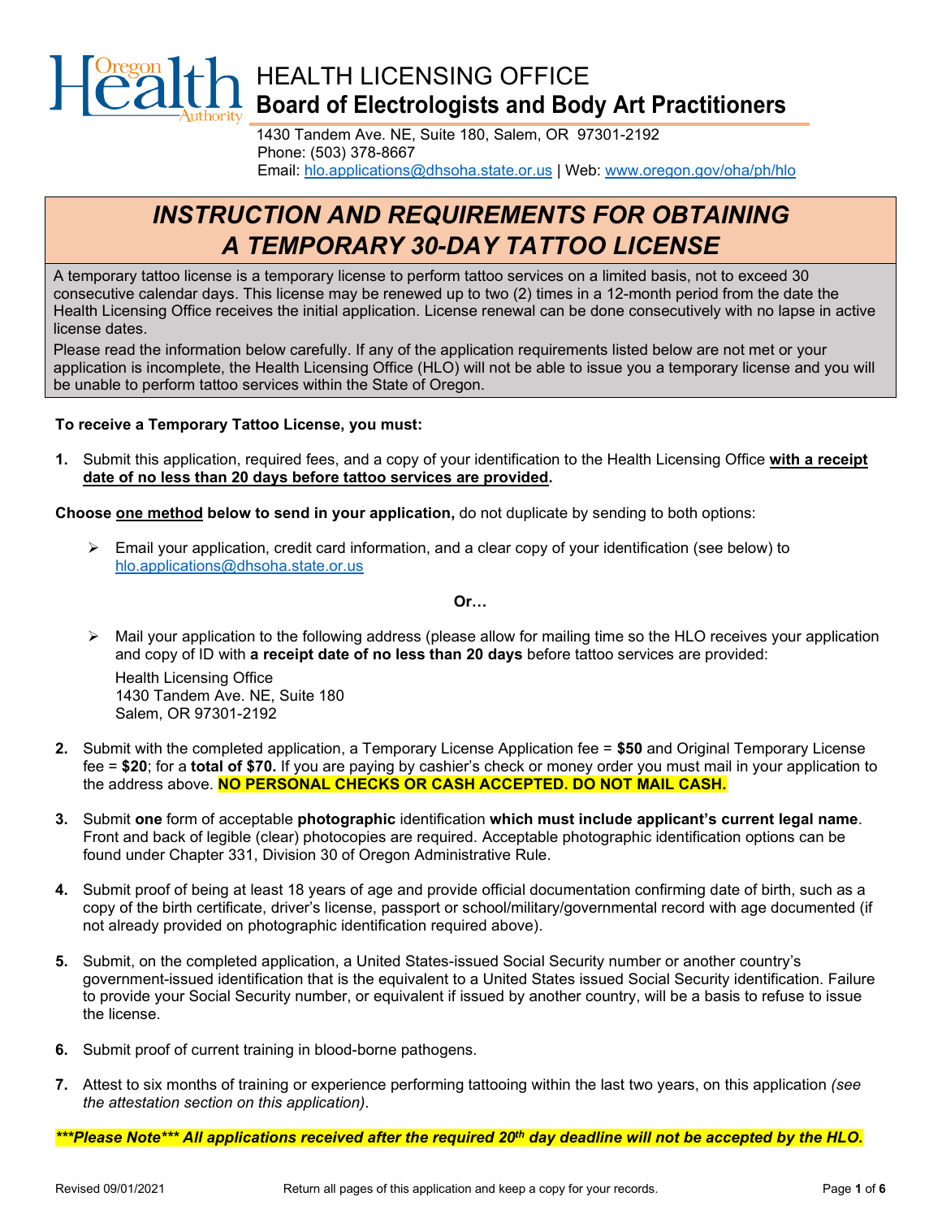# HEALTH LICENSING OFFICE
## Board of Electrologists and Body Art Practitioners

1430 Tandem Ave. NE, Suite 180, Salem, OR 97301-2192
Phone: (503) 378-8667
Email: hlo.applications@dhsoha.state.or.us | Web: www.oregon.gov/oha/ph/hlo

# *INSTRUCTION AND REQUIREMENTS FOR OBTAINING A TEMPORARY 30-DAY TATTOO LICENSE*

A temporary tattoo license is a temporary license to perform tattoo services on a limited basis, not to exceed 30 consecutive calendar days. This license may be renewed up to two (2) times in a 12-month period from the date the Health Licensing Office receives the initial application. License renewal can be done consecutively with no lapse in active license dates.

Please read the information below carefully. If any of the application requirements listed below are not met or your application is incomplete, the Health Licensing Office (HLO) will not be able to issue you a temporary license and you will be unable to perform tattoo services within the State of Oregon.

**To receive a Temporary Tattoo License, you must:**

1. Submit this application, required fees, and a copy of your identification to the Health Licensing Office **with a receipt date of no less than 20 days before tattoo services are provided**.

**Choose one method below to send in your application,** do not duplicate by sending to both options:

- Email your application, credit card information, and a clear copy of your identification (see below) to hlo.applications@dhsoha.state.or.us

**Or…**

- Mail your application to the following address (please allow for mailing time so the HLO receives your application and copy of ID with **a receipt date of no less than 20 days** before tattoo services are provided:

  Health Licensing Office
  1430 Tandem Ave. NE, Suite 180
  Salem, OR 97301-2192

2. Submit with the completed application, a Temporary License Application fee = **$50** and Original Temporary License fee = **$20**; for a **total of $70.** If you are paying by cashier's check or money order you must mail in your application to the address above. **NO PERSONAL CHECKS OR CASH ACCEPTED. DO NOT MAIL CASH.**

3. Submit **one** form of acceptable **photographic** identification **which must include applicant's current legal name**. Front and back of legible (clear) photocopies are required. Acceptable photographic identification options can be found under Chapter 331, Division 30 of Oregon Administrative Rule.

4. Submit proof of being at least 18 years of age and provide official documentation confirming date of birth, such as a copy of the birth certificate, driver's license, passport or school/military/governmental record with age documented (if not already provided on photographic identification required above).

5. Submit, on the completed application, a United States-issued Social Security number or another country's government-issued identification that is the equivalent to a United States issued Social Security identification. Failure to provide your Social Security number, or equivalent if issued by another country, will be a basis to refuse to issue the license.

6. Submit proof of current training in blood-borne pathogens.

7. Attest to six months of training or experience performing tattooing within the last two years, on this application *(see the attestation section on this application)*.

***\*\*\*Please Note\*\*\* All applications received after the required 20th day deadline will not be accepted by the HLO.***

Revised 09/01/2021 — Return all pages of this application and keep a copy for your records.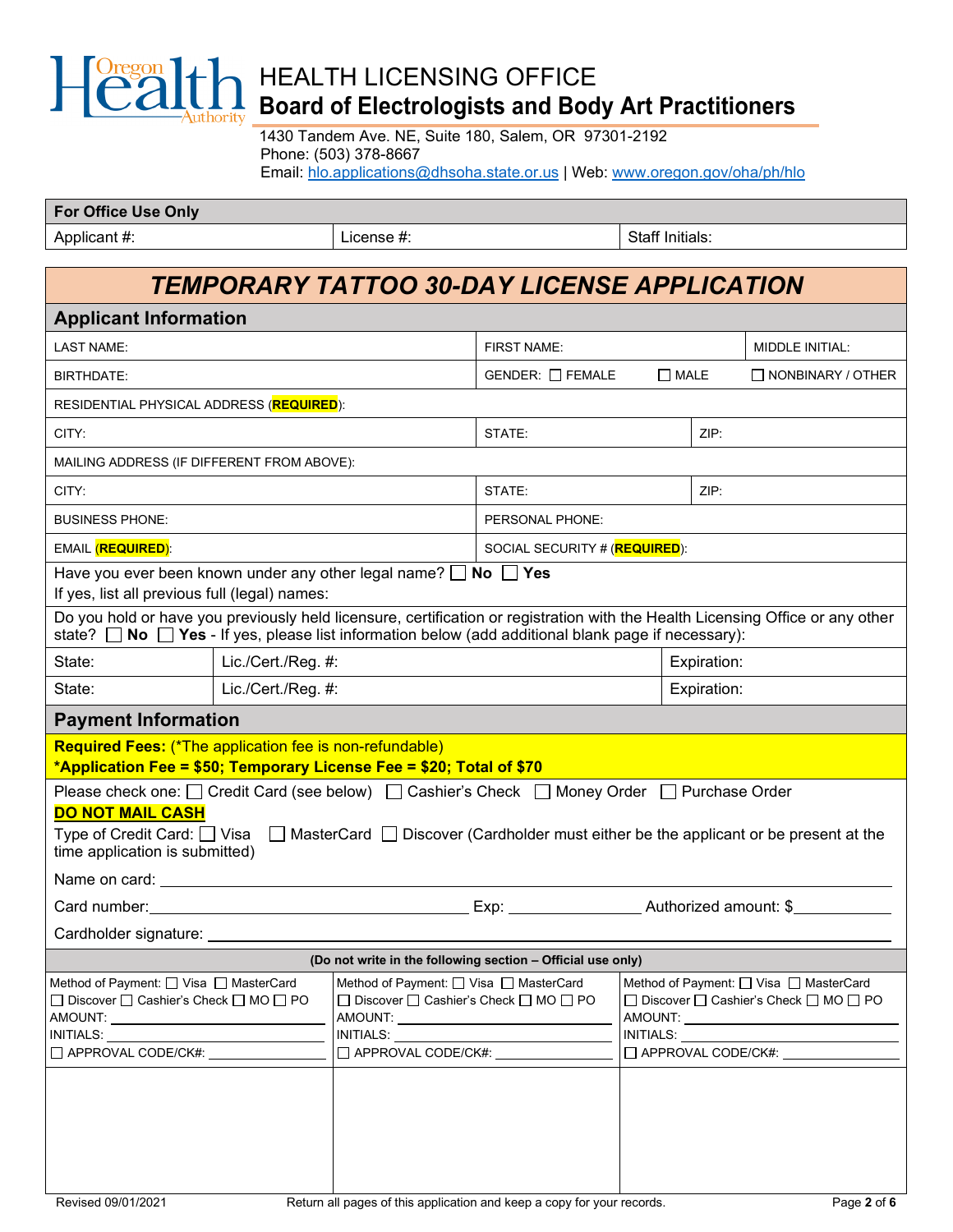# HEALTH LICENSING OFFICE
## Board of Electrologists and Body Art Practitioners

1430 Tandem Ave. NE, Suite 180, Salem, OR 97301-2192
Phone: (503) 378-8667
Email: hlo.applications@dhsoha.state.or.us | Web: www.oregon.gov/oha/ph/hlo

| For Office Use Only | | |
|---|---|---|
| Applicant #: | License #: | Staff Initials: |

## *TEMPORARY TATTOO 30-DAY LICENSE APPLICATION*

### Applicant Information

| | | | |
|---|---|---|---|
| LAST NAME: | FIRST NAME: | | MIDDLE INITIAL: |
| BIRTHDATE: | GENDER: ☐ FEMALE ☐ MALE ☐ NONBINARY / OTHER | | |
| RESIDENTIAL PHYSICAL ADDRESS (**REQUIRED**): | | | |
| CITY: | STATE: | ZIP: | |
| MAILING ADDRESS (IF DIFFERENT FROM ABOVE): | | | |
| CITY: | STATE: | ZIP: | |
| BUSINESS PHONE: | PERSONAL PHONE: | | |
| EMAIL (**REQUIRED**): | SOCIAL SECURITY # (**REQUIRED**): | | |

Have you ever been known under any other legal name? ☐ **No** ☐ **Yes**
If yes, list all previous full (legal) names:

Do you hold or have you previously held licensure, certification or registration with the Health Licensing Office or any other state? ☐ **No** ☐ **Yes** - If yes, please list information below (add additional blank page if necessary):

| | | |
|---|---|---|
| State: | Lic./Cert./Reg. #: | Expiration: |
| State: | Lic./Cert./Reg. #: | Expiration: |

### Payment Information

**Required Fees:** (*The application fee is non-refundable)
**\*Application Fee = $50; Temporary License Fee = $20; Total of $70**

Please check one: ☐ Credit Card (see below) ☐ Cashier's Check ☐ Money Order ☐ Purchase Order

**DO NOT MAIL CASH**

Type of Credit Card: ☐ Visa ☐ MasterCard ☐ Discover (Cardholder must either be the applicant or be present at the time application is submitted)

Name on card: ______________________________

Card number: ______________________ Exp: ____________ Authorized amount: $__________

Cardholder signature: ______________________________

**(Do not write in the following section – Official use only)**

| | | |
|---|---|---|
| Method of Payment: ☐ Visa ☐ MasterCard ☐ Discover ☐ Cashier's Check ☐ MO ☐ PO<br>AMOUNT: ________<br>INITIALS: ________<br>☐ APPROVAL CODE/CK#: ________ | Method of Payment: ☐ Visa ☐ MasterCard ☐ Discover ☐ Cashier's Check ☐ MO ☐ PO<br>AMOUNT: ________<br>INITIALS: ________<br>☐ APPROVAL CODE/CK#: ________ | Method of Payment: ☐ Visa ☐ MasterCard ☐ Discover ☐ Cashier's Check ☐ MO ☐ PO<br>AMOUNT: ________<br>INITIALS: ________<br>☐ APPROVAL CODE/CK#: ________ |
| | | |

Revised 09/01/2021 — Return all pages of this application and keep a copy for your records.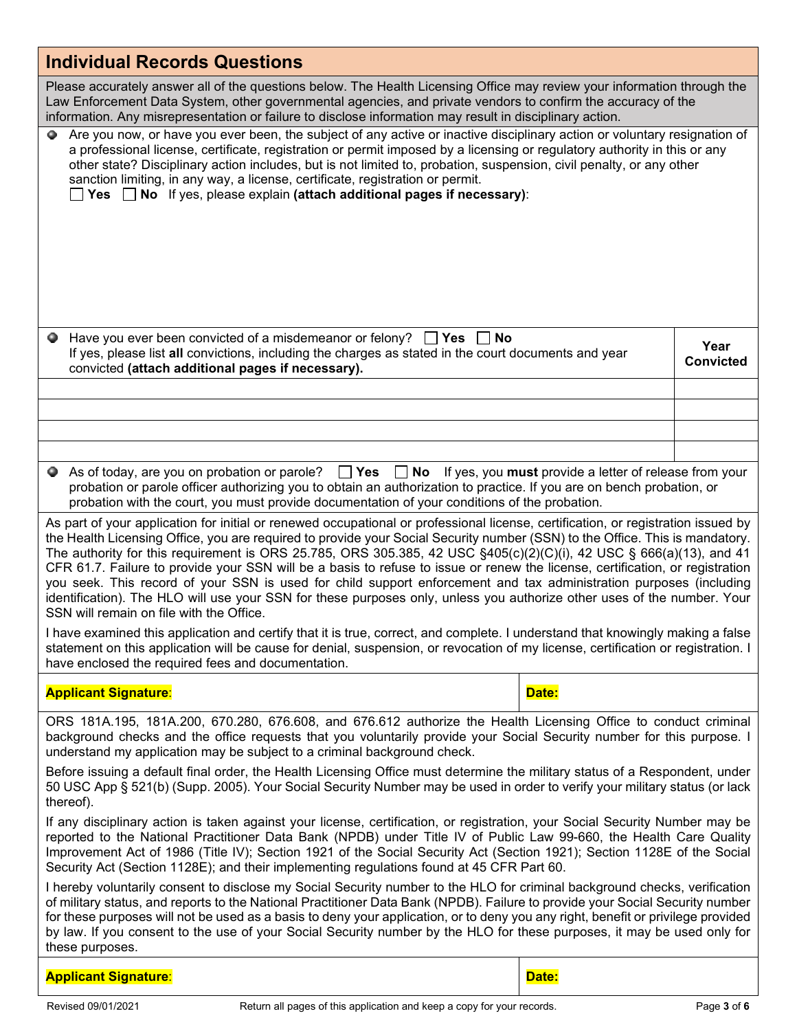## Individual Records Questions

Please accurately answer all of the questions below. The Health Licensing Office may review your information through the Law Enforcement Data System, other governmental agencies, and private vendors to confirm the accuracy of the information. Any misrepresentation or failure to disclose information may result in disciplinary action.

- Are you now, or have you ever been, the subject of any active or inactive disciplinary action or voluntary resignation of a professional license, certificate, registration or permit imposed by a licensing or regulatory authority in this or any other state? Disciplinary action includes, but is not limited to, probation, suspension, civil penalty, or any other sanction limiting, in any way, a license, certificate, registration or permit.
  ☐ **Yes** ☐ **No** If yes, please explain **(attach additional pages if necessary)**:

| Have you ever been convicted of a misdemeanor or felony? ☐ **Yes** ☐ **No** If yes, please list **all** convictions, including the charges as stated in the court documents and year convicted **(attach additional pages if necessary).** | **Year Convicted** |
|---|---|
| | |
| | |
| | |
| | |

- As of today, are you on probation or parole? ☐ **Yes** ☐ **No** If yes, you **must** provide a letter of release from your probation or parole officer authorizing you to obtain an authorization to practice. If you are on bench probation, or probation with the court, you must provide documentation of your conditions of the probation.

As part of your application for initial or renewed occupational or professional license, certification, or registration issued by the Health Licensing Office, you are required to provide your Social Security number (SSN) to the Office. This is mandatory. The authority for this requirement is ORS 25.785, ORS 305.385, 42 USC §405(c)(2)(C)(i), 42 USC § 666(a)(13), and 41 CFR 61.7. Failure to provide your SSN will be a basis to refuse to issue or renew the license, certification, or registration you seek. This record of your SSN is used for child support enforcement and tax administration purposes (including identification). The HLO will use your SSN for these purposes only, unless you authorize other uses of the number. Your SSN will remain on file with the Office.

I have examined this application and certify that it is true, correct, and complete. I understand that knowingly making a false statement on this application will be cause for denial, suspension, or revocation of my license, certification or registration. I have enclosed the required fees and documentation.

| **Applicant Signature**: | **Date:** |
|---|---|

ORS 181A.195, 181A.200, 670.280, 676.608, and 676.612 authorize the Health Licensing Office to conduct criminal background checks and the office requests that you voluntarily provide your Social Security number for this purpose. I understand my application may be subject to a criminal background check.

Before issuing a default final order, the Health Licensing Office must determine the military status of a Respondent, under 50 USC App § 521(b) (Supp. 2005). Your Social Security Number may be used in order to verify your military status (or lack thereof).

If any disciplinary action is taken against your license, certification, or registration, your Social Security Number may be reported to the National Practitioner Data Bank (NPDB) under Title IV of Public Law 99-660, the Health Care Quality Improvement Act of 1986 (Title IV); Section 1921 of the Social Security Act (Section 1921); Section 1128E of the Social Security Act (Section 1128E); and their implementing regulations found at 45 CFR Part 60.

I hereby voluntarily consent to disclose my Social Security number to the HLO for criminal background checks, verification of military status, and reports to the National Practitioner Data Bank (NPDB). Failure to provide your Social Security number for these purposes will not be used as a basis to deny your application, or to deny you any right, benefit or privilege provided by law. If you consent to the use of your Social Security number by the HLO for these purposes, it may be used only for these purposes.

| **Applicant Signature**: | **Date:** |
|---|---|

Revised 09/01/2021 Return all pages of this application and keep a copy for your records.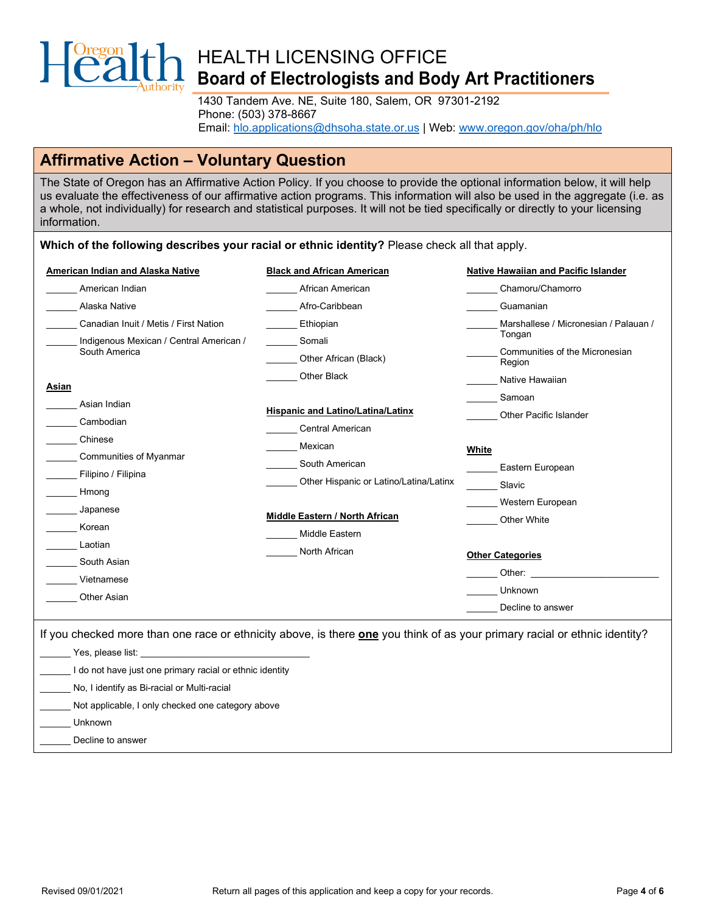# HEALTH LICENSING OFFICE
## Board of Electrologists and Body Art Practitioners

1430 Tandem Ave. NE, Suite 180, Salem, OR 97301-2192
Phone: (503) 378-8667
Email: hlo.applications@dhsoha.state.or.us | Web: www.oregon.gov/oha/ph/hlo

## Affirmative Action – Voluntary Question

The State of Oregon has an Affirmative Action Policy. If you choose to provide the optional information below, it will help us evaluate the effectiveness of our affirmative action programs. This information will also be used in the aggregate (i.e. as a whole, not individually) for research and statistical purposes. It will not be tied specifically or directly to your licensing information.

**Which of the following describes your racial or ethnic identity?** Please check all that apply.

**American Indian and Alaska Native**

______ American Indian
______ Alaska Native
______ Canadian Inuit / Metis / First Nation
______ Indigenous Mexican / Central American / South America

**Asian**

______ Asian Indian
______ Cambodian
______ Chinese
______ Communities of Myanmar
______ Filipino / Filipina
______ Hmong
______ Japanese
______ Korean
______ Laotian
______ South Asian
______ Vietnamese
______ Other Asian

**Black and African American**

______ African American
______ Afro-Caribbean
______ Ethiopian
______ Somali
______ Other African (Black)
______ Other Black

**Hispanic and Latino/Latina/Latinx**

______ Central American
______ Mexican
______ South American
______ Other Hispanic or Latino/Latina/Latinx

**Middle Eastern / North African**

______ Middle Eastern
______ North African

**Native Hawaiian and Pacific Islander**

______ Chamoru/Chamorro
______ Guamanian
______ Marshallese / Micronesian / Palauan / Tongan
______ Communities of the Micronesian Region
______ Native Hawaiian
______ Samoan
______ Other Pacific Islander

**White**

______ Eastern European
______ Slavic
______ Western European
______ Other White

**Other Categories**

______ Other: ________________________
______ Unknown
______ Decline to answer

If you checked more than one race or ethnicity above, is there **one** you think of as your primary racial or ethnic identity?

______ Yes, please list: ________________________________
______ I do not have just one primary racial or ethnic identity
______ No, I identify as Bi-racial or Multi-racial
______ Not applicable, I only checked one category above
______ Unknown
______ Decline to answer

Revised 09/01/2021

Return all pages of this application and keep a copy for your records.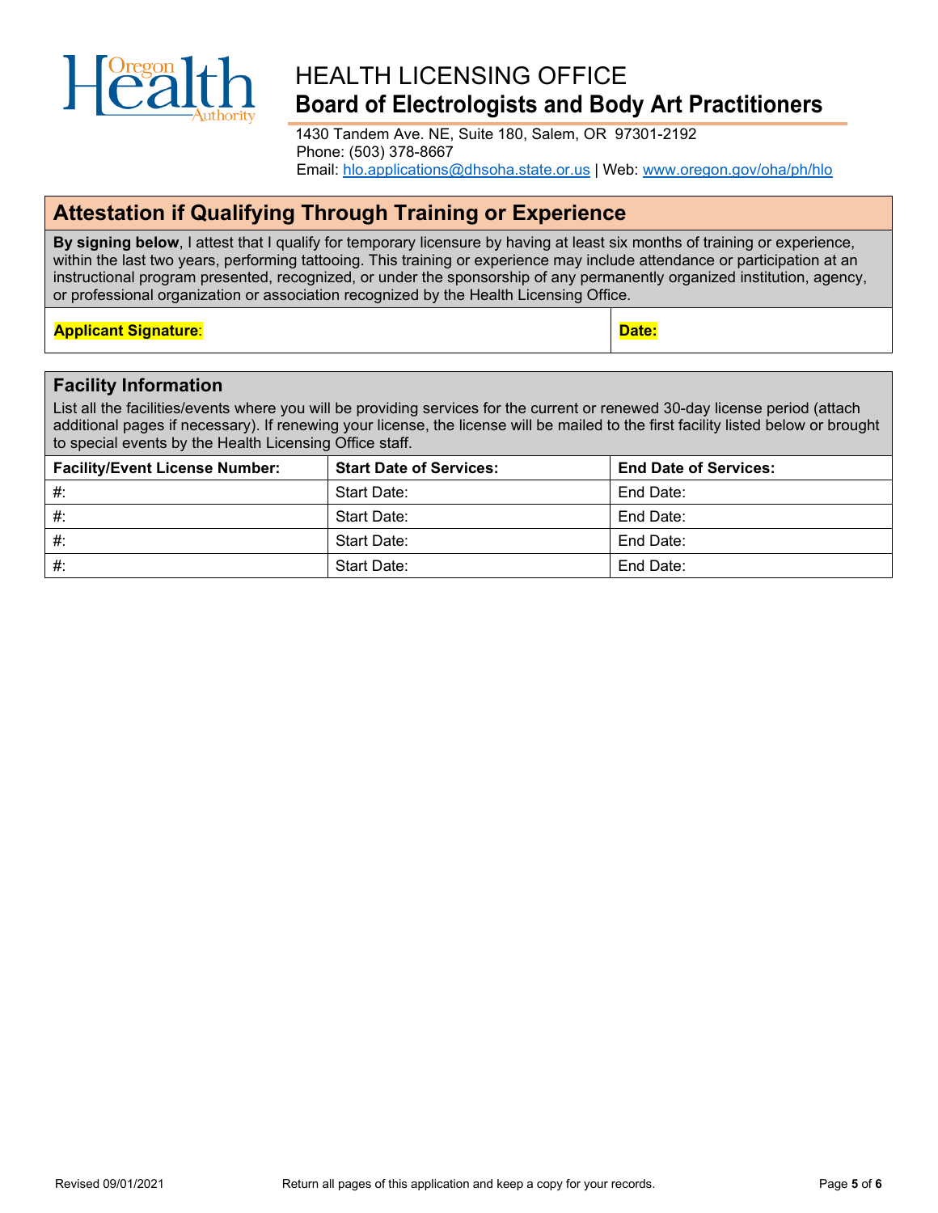HEALTH LICENSING OFFICE
**Board of Electrologists and Body Art Practitioners**

1430 Tandem Ave. NE, Suite 180, Salem, OR 97301-2192
Phone: (503) 378-8667
Email: hlo.applications@dhsoha.state.or.us | Web: www.oregon.gov/oha/ph/hlo

## Attestation if Qualifying Through Training or Experience

**By signing below**, I attest that I qualify for temporary licensure by having at least six months of training or experience, within the last two years, performing tattooing. This training or experience may include attendance or participation at an instructional program presented, recognized, or under the sponsorship of any permanently organized institution, agency, or professional organization or association recognized by the Health Licensing Office.

| **Applicant Signature**: | **Date:** |
|---|---|

## Facility Information

List all the facilities/events where you will be providing services for the current or renewed 30-day license period (attach additional pages if necessary). If renewing your license, the license will be mailed to the first facility listed below or brought to special events by the Health Licensing Office staff.

| Facility/Event License Number: | Start Date of Services: | End Date of Services: |
|---|---|---|
| #: | Start Date: | End Date: |
| #: | Start Date: | End Date: |
| #: | Start Date: | End Date: |
| #: | Start Date: | End Date: |

Revised 09/01/2021

Return all pages of this application and keep a copy for your records.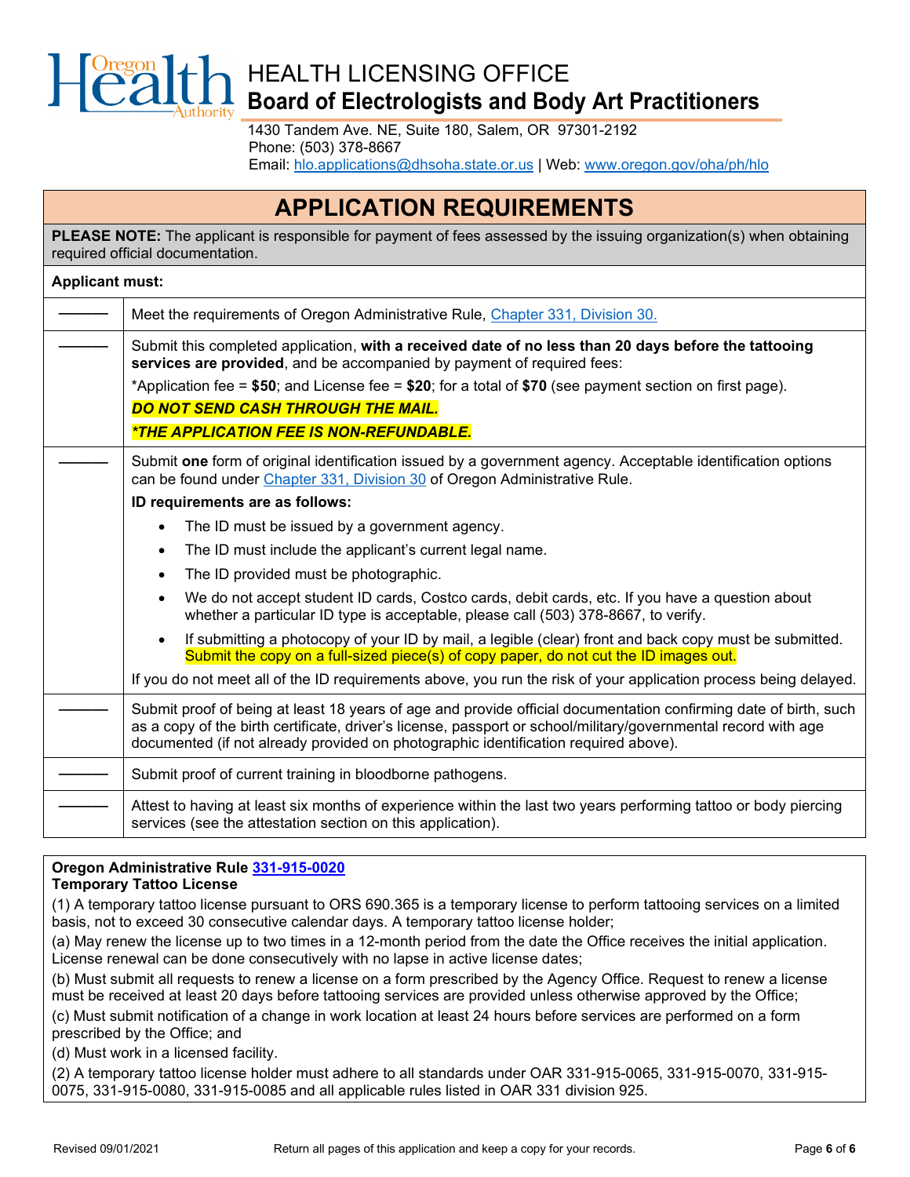# HEALTH LICENSING OFFICE

## Board of Electrologists and Body Art Practitioners

1430 Tandem Ave. NE, Suite 180, Salem, OR 97301-2192
Phone: (503) 378-8667
Email: hlo.applications@dhsoha.state.or.us | Web: www.oregon.gov/oha/ph/hlo

## APPLICATION REQUIREMENTS

**PLEASE NOTE:** The applicant is responsible for payment of fees assessed by the issuing organization(s) when obtaining required official documentation.

**Applicant must:**

| | |
|---|---|
| ______ | Meet the requirements of Oregon Administrative Rule, Chapter 331, Division 30. |
| ______ | Submit this completed application, **with a received date of no less than 20 days before the tattooing services are provided**, and be accompanied by payment of required fees:<br>*Application fee = **$50**; and License fee = **$20**; for a total of **$70** (see payment section on first page).<br>***DO NOT SEND CASH THROUGH THE MAIL.***<br>***\*THE APPLICATION FEE IS NON-REFUNDABLE.*** |
| ______ | Submit **one** form of original identification issued by a government agency. Acceptable identification options can be found under Chapter 331, Division 30 of Oregon Administrative Rule.<br>**ID requirements are as follows:**<br>• The ID must be issued by a government agency.<br>• The ID must include the applicant's current legal name.<br>• The ID provided must be photographic.<br>• We do not accept student ID cards, Costco cards, debit cards, etc. If you have a question about whether a particular ID type is acceptable, please call (503) 378-8667, to verify.<br>• If submitting a photocopy of your ID by mail, a legible (clear) front and back copy must be submitted. Submit the copy on a full-sized piece(s) of copy paper, do not cut the ID images out.<br>If you do not meet all of the ID requirements above, you run the risk of your application process being delayed. |
| ______ | Submit proof of being at least 18 years of age and provide official documentation confirming date of birth, such as a copy of the birth certificate, driver's license, passport or school/military/governmental record with age documented (if not already provided on photographic identification required above). |
| ______ | Submit proof of current training in bloodborne pathogens. |
| ______ | Attest to having at least six months of experience within the last two years performing tattoo or body piercing services (see the attestation section on this application). |

**Oregon Administrative Rule 331-915-0020**
**Temporary Tattoo License**

(1) A temporary tattoo license pursuant to ORS 690.365 is a temporary license to perform tattooing services on a limited basis, not to exceed 30 consecutive calendar days. A temporary tattoo license holder;

(a) May renew the license up to two times in a 12-month period from the date the Office receives the initial application. License renewal can be done consecutively with no lapse in active license dates;

(b) Must submit all requests to renew a license on a form prescribed by the Agency Office. Request to renew a license must be received at least 20 days before tattooing services are provided unless otherwise approved by the Office;

(c) Must submit notification of a change in work location at least 24 hours before services are performed on a form prescribed by the Office; and

(d) Must work in a licensed facility.

(2) A temporary tattoo license holder must adhere to all standards under OAR 331-915-0065, 331-915-0070, 331-915-0075, 331-915-0080, 331-915-0085 and all applicable rules listed in OAR 331 division 925.

Revised 09/01/2021 Return all pages of this application and keep a copy for your records.